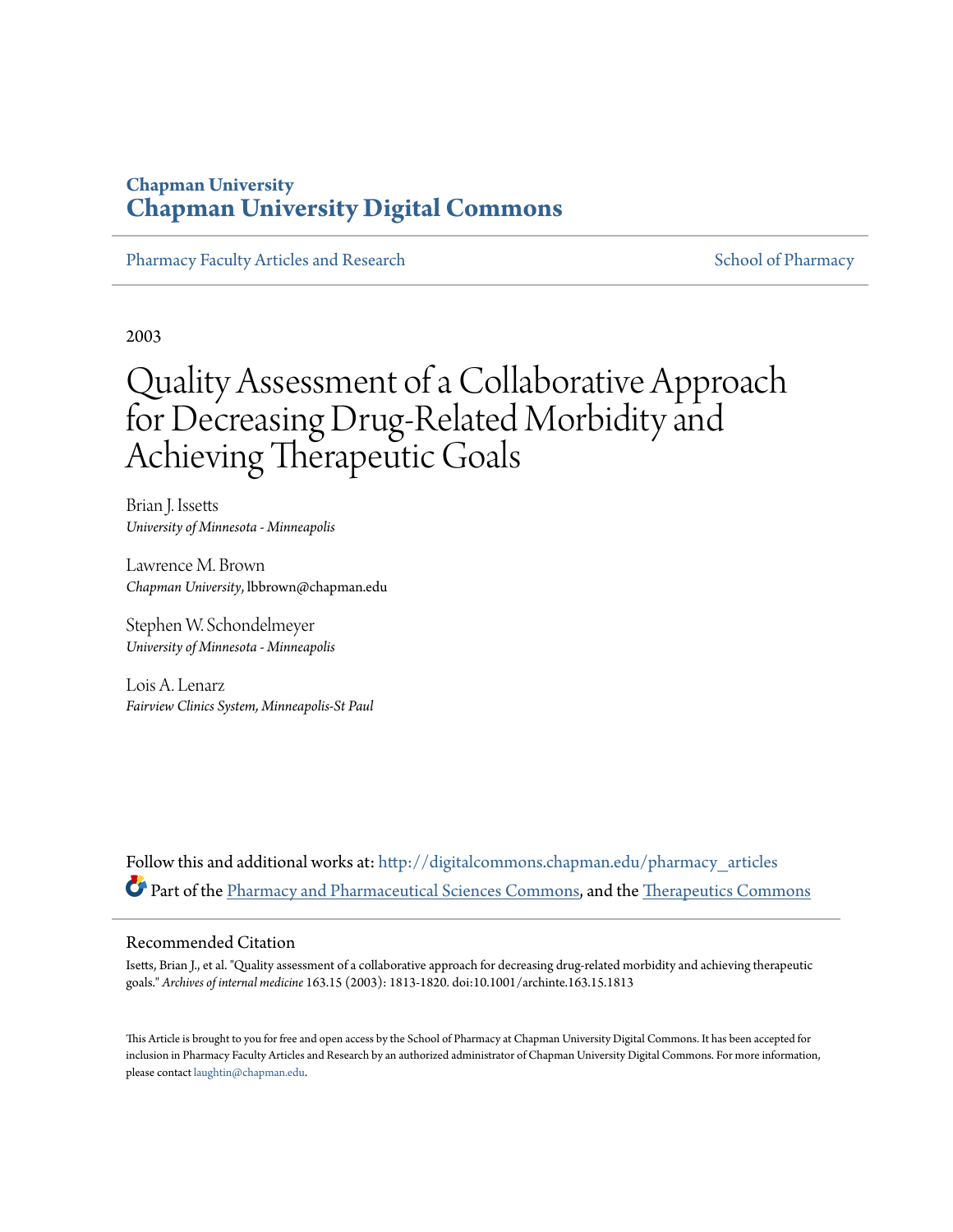**Chapman University**
**Chapman University Digital Commons**

Pharmacy Faculty Articles and Research | School of Pharmacy

2003

# Quality Assessment of a Collaborative Approach for Decreasing Drug-Related Morbidity and Achieving Therapeutic Goals

Brian J. Issetts
*University of Minnesota - Minneapolis*

Lawrence M. Brown
*Chapman University*, lbbrown@chapman.edu

Stephen W. Schondelmeyer
*University of Minnesota - Minneapolis*

Lois A. Lenarz
*Fairview Clinics System, Minneapolis-St Paul*

Follow this and additional works at: http://digitalcommons.chapman.edu/pharmacy_articles

Part of the Pharmacy and Pharmaceutical Sciences Commons, and the Therapeutics Commons

## Recommended Citation

Isetts, Brian J., et al. "Quality assessment of a collaborative approach for decreasing drug-related morbidity and achieving therapeutic goals." *Archives of internal medicine* 163.15 (2003): 1813-1820. doi:10.1001/archinte.163.15.1813

This Article is brought to you for free and open access by the School of Pharmacy at Chapman University Digital Commons. It has been accepted for inclusion in Pharmacy Faculty Articles and Research by an authorized administrator of Chapman University Digital Commons. For more information, please contact laughtin@chapman.edu.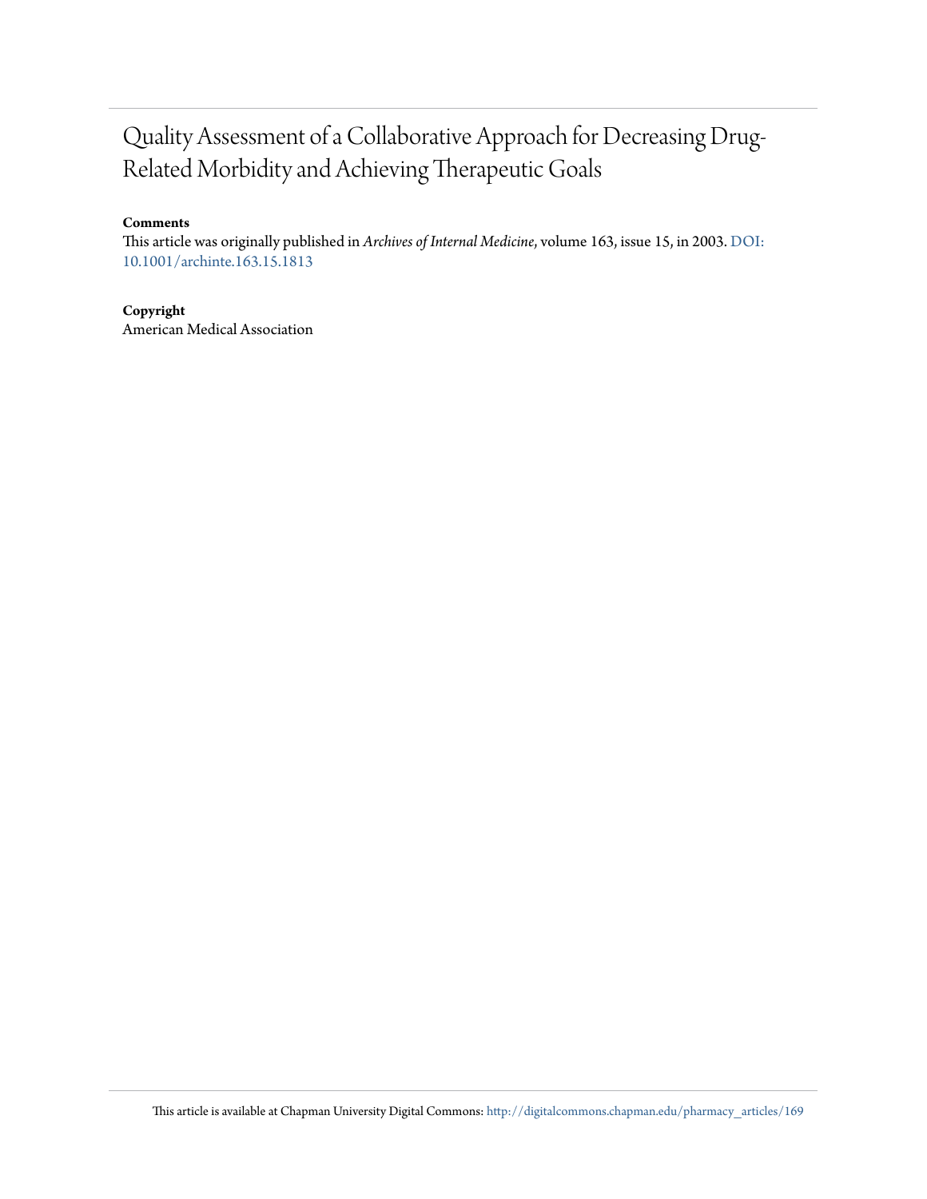# Quality Assessment of a Collaborative Approach for Decreasing Drug-Related Morbidity and Achieving Therapeutic Goals

**Comments**

This article was originally published in *Archives of Internal Medicine*, volume 163, issue 15, in 2003. DOI: 10.1001/archinte.163.15.1813

**Copyright**

American Medical Association

This article is available at Chapman University Digital Commons: http://digitalcommons.chapman.edu/pharmacy_articles/169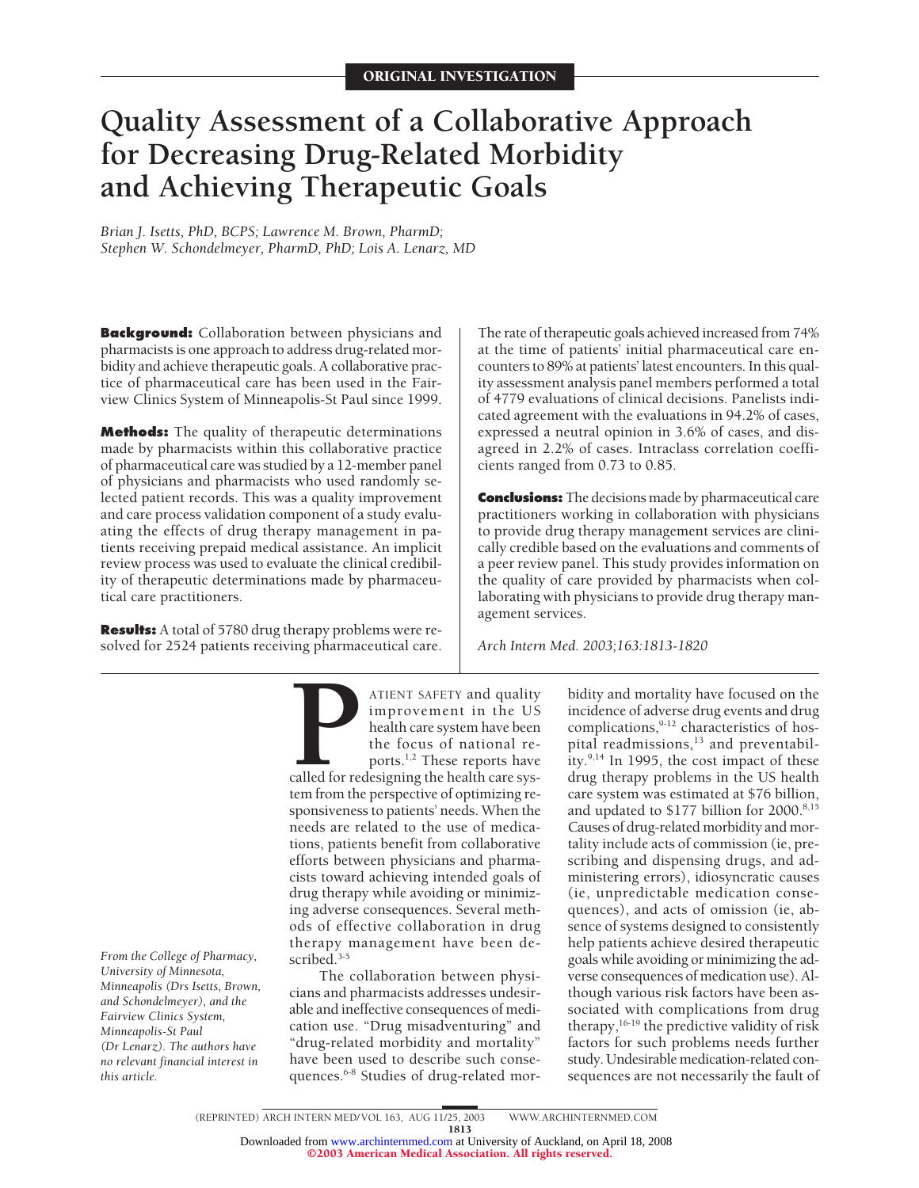ORIGINAL INVESTIGATION

# Quality Assessment of a Collaborative Approach for Decreasing Drug-Related Morbidity and Achieving Therapeutic Goals

*Brian J. Isetts, PhD, BCPS; Lawrence M. Brown, PharmD; Stephen W. Schondelmeyer, PharmD, PhD; Lois A. Lenarz, MD*

**Background:** Collaboration between physicians and pharmacists is one approach to address drug-related morbidity and achieve therapeutic goals. A collaborative practice of pharmaceutical care has been used in the Fairview Clinics System of Minneapolis-St Paul since 1999.

**Methods:** The quality of therapeutic determinations made by pharmacists within this collaborative practice of pharmaceutical care was studied by a 12-member panel of physicians and pharmacists who used randomly selected patient records. This was a quality improvement and care process validation component of a study evaluating the effects of drug therapy management in patients receiving prepaid medical assistance. An implicit review process was used to evaluate the clinical credibility of therapeutic determinations made by pharmaceutical care practitioners.

**Results:** A total of 5780 drug therapy problems were resolved for 2524 patients receiving pharmaceutical care. The rate of therapeutic goals achieved increased from 74% at the time of patients' initial pharmaceutical care encounters to 89% at patients' latest encounters. In this quality assessment analysis panel members performed a total of 4779 evaluations of clinical decisions. Panelists indicated agreement with the evaluations in 94.2% of cases, expressed a neutral opinion in 3.6% of cases, and disagreed in 2.2% of cases. Intraclass correlation coefficients ranged from 0.73 to 0.85.

**Conclusions:** The decisions made by pharmaceutical care practitioners working in collaboration with physicians to provide drug therapy management services are clinically credible based on the evaluations and comments of a peer review panel. This study provides information on the quality of care provided by pharmacists when collaborating with physicians to provide drug therapy management services.

*Arch Intern Med. 2003;163:1813-1820*

PATIENT SAFETY and quality improvement in the US health care system have been the focus of national reports.[1,2] These reports have called for redesigning the health care system from the perspective of optimizing responsiveness to patients' needs. When the needs are related to the use of medications, patients benefit from collaborative efforts between physicians and pharmacists toward achieving intended goals of drug therapy while avoiding or minimizing adverse consequences. Several methods of effective collaboration in drug therapy management have been described.[3-5]

The collaboration between physicians and pharmacists addresses undesirable and ineffective consequences of medication use. "Drug misadventuring" and "drug-related morbidity and mortality" have been used to describe such consequences.[6-8] Studies of drug-related morbidity and mortality have focused on the incidence of adverse drug events and drug complications,[9-12] characteristics of hospital readmissions,[13] and preventability.[9,14] In 1995, the cost impact of these drug therapy problems in the US health care system was estimated at \$76 billion, and updated to \$177 billion for 2000.[8,15] Causes of drug-related morbidity and mortality include acts of commission (ie, prescribing and dispensing drugs, and administering errors), idiosyncratic causes (ie, unpredictable medication consequences), and acts of omission (ie, absence of systems designed to consistently help patients achieve desired therapeutic goals while avoiding or minimizing the adverse consequences of medication use). Although various risk factors have been associated with complications from drug therapy,[16-19] the predictive validity of risk factors for such problems needs further study. Undesirable medication-related consequences are not necessarily the fault of

*From the College of Pharmacy, University of Minnesota, Minneapolis (Drs Isetts, Brown, and Schondelmeyer), and the Fairview Clinics System, Minneapolis-St Paul (Dr Lenarz). The authors have no relevant financial interest in this article.*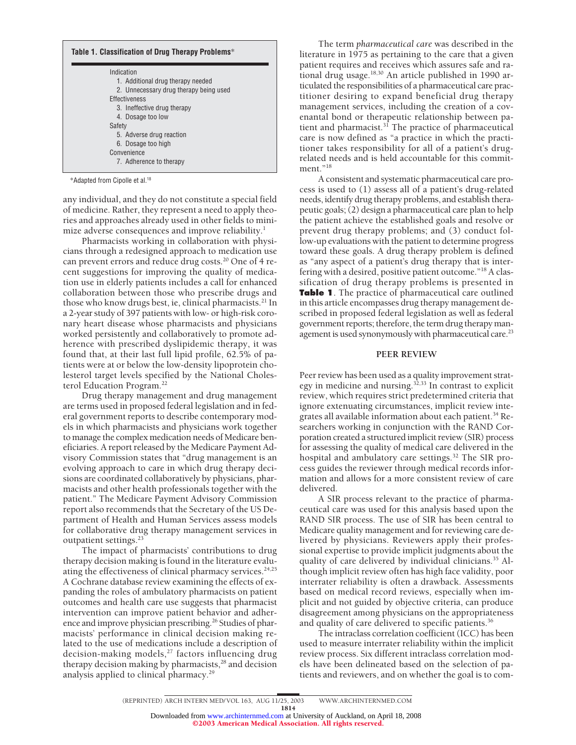**Table 1. Classification of Drug Therapy Problems***

Indication
1. Additional drug therapy needed
2. Unnecessary drug therapy being used

Effectiveness
3. Ineffective drug therapy
4. Dosage too low

Safety
5. Adverse drug reaction
6. Dosage too high

Convenience
7. Adherence to therapy

*Adapted from Cipolle et al.[18]

any individual, and they do not constitute a special field of medicine. Rather, they represent a need to apply theories and approaches already used in other fields to minimize adverse consequences and improve reliability.[1]

Pharmacists working in collaboration with physicians through a redesigned approach to medication use can prevent errors and reduce drug costs.[20] One of 4 recent suggestions for improving the quality of medication use in elderly patients includes a call for enhanced collaboration between those who prescribe drugs and those who know drugs best, ie, clinical pharmacists.[21] In a 2-year study of 397 patients with low- or high-risk coronary heart disease whose pharmacists and physicians worked persistently and collaboratively to promote adherence with prescribed dyslipidemic therapy, it was found that, at their last full lipid profile, 62.5% of patients were at or below the low-density lipoprotein cholesterol target levels specified by the National Cholesterol Education Program.[22]

Drug therapy management and drug management are terms used in proposed federal legislation and in federal government reports to describe contemporary models in which pharmacists and physicians work together to manage the complex medication needs of Medicare beneficiaries. A report released by the Medicare Payment Advisory Commission states that "drug management is an evolving approach to care in which drug therapy decisions are coordinated collaboratively by physicians, pharmacists and other health professionals together with the patient." The Medicare Payment Advisory Commission report also recommends that the Secretary of the US Department of Health and Human Services assess models for collaborative drug therapy management services in outpatient settings.[23]

The impact of pharmacists' contributions to drug therapy decision making is found in the literature evaluating the effectiveness of clinical pharmacy services.[24,25] A Cochrane database review examining the effects of expanding the roles of ambulatory pharmacists on patient outcomes and health care use suggests that pharmacist intervention can improve patient behavior and adherence and improve physician prescribing.[26] Studies of pharmacists' performance in clinical decision making related to the use of medications include a description of decision-making models,[27] factors influencing drug therapy decision making by pharmacists,[28] and decision analysis applied to clinical pharmacy.[29]

The term *pharmaceutical care* was described in the literature in 1975 as pertaining to the care that a given patient requires and receives which assures safe and rational drug usage.[18,30] An article published in 1990 articulated the responsibilities of a pharmaceutical care practitioner desiring to expand beneficial drug therapy management services, including the creation of a covenantal bond or therapeutic relationship between patient and pharmacist.[31] The practice of pharmaceutical care is now defined as "a practice in which the practitioner takes responsibility for all of a patient's drug-related needs and is held accountable for this commitment."[18]

A consistent and systematic pharmaceutical care process is used to (1) assess all of a patient's drug-related needs, identify drug therapy problems, and establish therapeutic goals; (2) design a pharmaceutical care plan to help the patient achieve the established goals and resolve or prevent drug therapy problems; and (3) conduct follow-up evaluations with the patient to determine progress toward these goals. A drug therapy problem is defined as "any aspect of a patient's drug therapy that is interfering with a desired, positive patient outcome."[18] A classification of drug therapy problems is presented in **Table 1**. The practice of pharmaceutical care outlined in this article encompasses drug therapy management described in proposed federal legislation as well as federal government reports; therefore, the term drug therapy management is used synonymously with pharmaceutical care.[23]

## PEER REVIEW

Peer review has been used as a quality improvement strategy in medicine and nursing.[32,33] In contrast to explicit review, which requires strict predetermined criteria that ignore extenuating circumstances, implicit review integrates all available information about each patient.[34] Researchers working in conjunction with the RAND Corporation created a structured implicit review (SIR) process for assessing the quality of medical care delivered in the hospital and ambulatory care settings.[32] The SIR process guides the reviewer through medical records information and allows for a more consistent review of care delivered.

A SIR process relevant to the practice of pharmaceutical care was used for this analysis based upon the RAND SIR process. The use of SIR has been central to Medicare quality management and for reviewing care delivered by physicians. Reviewers apply their professional expertise to provide implicit judgments about the quality of care delivered by individual clinicians.[35] Although implicit review often has high face validity, poor interrater reliability is often a drawback. Assessments based on medical record reviews, especially when implicit and not guided by objective criteria, can produce disagreement among physicians on the appropriateness and quality of care delivered to specific patients.[36]

The intraclass correlation coefficient (ICC) has been used to measure interrater reliability within the implicit review process. Six different intraclass correlation models have been delineated based on the selection of patients and reviewers, and on whether the goal is to com-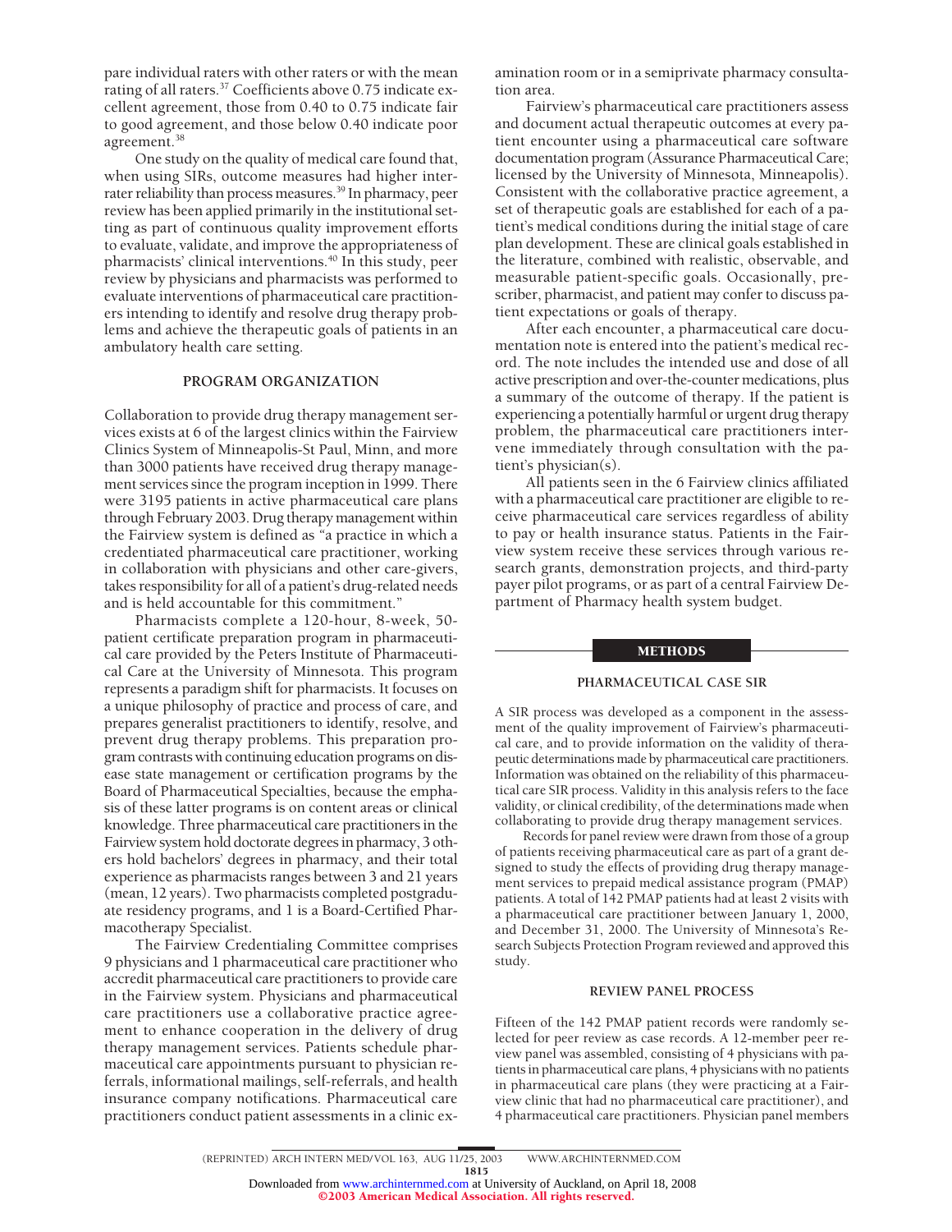pare individual raters with other raters or with the mean rating of all raters.[37] Coefficients above 0.75 indicate excellent agreement, those from 0.40 to 0.75 indicate fair to good agreement, and those below 0.40 indicate poor agreement.[38]

One study on the quality of medical care found that, when using SIRs, outcome measures had higher interrater reliability than process measures.[39] In pharmacy, peer review has been applied primarily in the institutional setting as part of continuous quality improvement efforts to evaluate, validate, and improve the appropriateness of pharmacists' clinical interventions.[40] In this study, peer review by physicians and pharmacists was performed to evaluate interventions of pharmaceutical care practitioners intending to identify and resolve drug therapy problems and achieve the therapeutic goals of patients in an ambulatory health care setting.

## PROGRAM ORGANIZATION

Collaboration to provide drug therapy management services exists at 6 of the largest clinics within the Fairview Clinics System of Minneapolis-St Paul, Minn, and more than 3000 patients have received drug therapy management services since the program inception in 1999. There were 3195 patients in active pharmaceutical care plans through February 2003. Drug therapy management within the Fairview system is defined as "a practice in which a credentiated pharmaceutical care practitioner, working in collaboration with physicians and other care-givers, takes responsibility for all of a patient's drug-related needs and is held accountable for this commitment."

Pharmacists complete a 120-hour, 8-week, 50-patient certificate preparation program in pharmaceutical care provided by the Peters Institute of Pharmaceutical Care at the University of Minnesota. This program represents a paradigm shift for pharmacists. It focuses on a unique philosophy of practice and process of care, and prepares generalist practitioners to identify, resolve, and prevent drug therapy problems. This preparation program contrasts with continuing education programs on disease state management or certification programs by the Board of Pharmaceutical Specialties, because the emphasis of these latter programs is on content areas or clinical knowledge. Three pharmaceutical care practitioners in the Fairview system hold doctorate degrees in pharmacy, 3 others hold bachelors' degrees in pharmacy, and their total experience as pharmacists ranges between 3 and 21 years (mean, 12 years). Two pharmacists completed postgraduate residency programs, and 1 is a Board-Certified Pharmacotherapy Specialist.

The Fairview Credentialing Committee comprises 9 physicians and 1 pharmaceutical care practitioner who accredit pharmaceutical care practitioners to provide care in the Fairview system. Physicians and pharmaceutical care practitioners use a collaborative practice agreement to enhance cooperation in the delivery of drug therapy management services. Patients schedule pharmaceutical care appointments pursuant to physician referrals, informational mailings, self-referrals, and health insurance company notifications. Pharmaceutical care practitioners conduct patient assessments in a clinic examination room or in a semiprivate pharmacy consultation area.

Fairview's pharmaceutical care practitioners assess and document actual therapeutic outcomes at every patient encounter using a pharmaceutical care software documentation program (Assurance Pharmaceutical Care; licensed by the University of Minnesota, Minneapolis). Consistent with the collaborative practice agreement, a set of therapeutic goals are established for each of a patient's medical conditions during the initial stage of care plan development. These are clinical goals established in the literature, combined with realistic, observable, and measurable patient-specific goals. Occasionally, prescriber, pharmacist, and patient may confer to discuss patient expectations or goals of therapy.

After each encounter, a pharmaceutical care documentation note is entered into the patient's medical record. The note includes the intended use and dose of all active prescription and over-the-counter medications, plus a summary of the outcome of therapy. If the patient is experiencing a potentially harmful or urgent drug therapy problem, the pharmaceutical care practitioners intervene immediately through consultation with the patient's physician(s).

All patients seen in the 6 Fairview clinics affiliated with a pharmaceutical care practitioner are eligible to receive pharmaceutical care services regardless of ability to pay or health insurance status. Patients in the Fairview system receive these services through various research grants, demonstration projects, and third-party payer pilot programs, or as part of a central Fairview Department of Pharmacy health system budget.

## METHODS

### PHARMACEUTICAL CASE SIR

A SIR process was developed as a component in the assessment of the quality improvement of Fairview's pharmaceutical care, and to provide information on the validity of therapeutic determinations made by pharmaceutical care practitioners. Information was obtained on the reliability of this pharmaceutical care SIR process. Validity in this analysis refers to the face validity, or clinical credibility, of the determinations made when collaborating to provide drug therapy management services.

Records for panel review were drawn from those of a group of patients receiving pharmaceutical care as part of a grant designed to study the effects of providing drug therapy management services to prepaid medical assistance program (PMAP) patients. A total of 142 PMAP patients had at least 2 visits with a pharmaceutical care practitioner between January 1, 2000, and December 31, 2000. The University of Minnesota's Research Subjects Protection Program reviewed and approved this study.

### REVIEW PANEL PROCESS

Fifteen of the 142 PMAP patient records were randomly selected for peer review as case records. A 12-member peer review panel was assembled, consisting of 4 physicians with patients in pharmaceutical care plans, 4 physicians with no patients in pharmaceutical care plans (they were practicing at a Fairview clinic that had no pharmaceutical care practitioner), and 4 pharmaceutical care practitioners. Physician panel members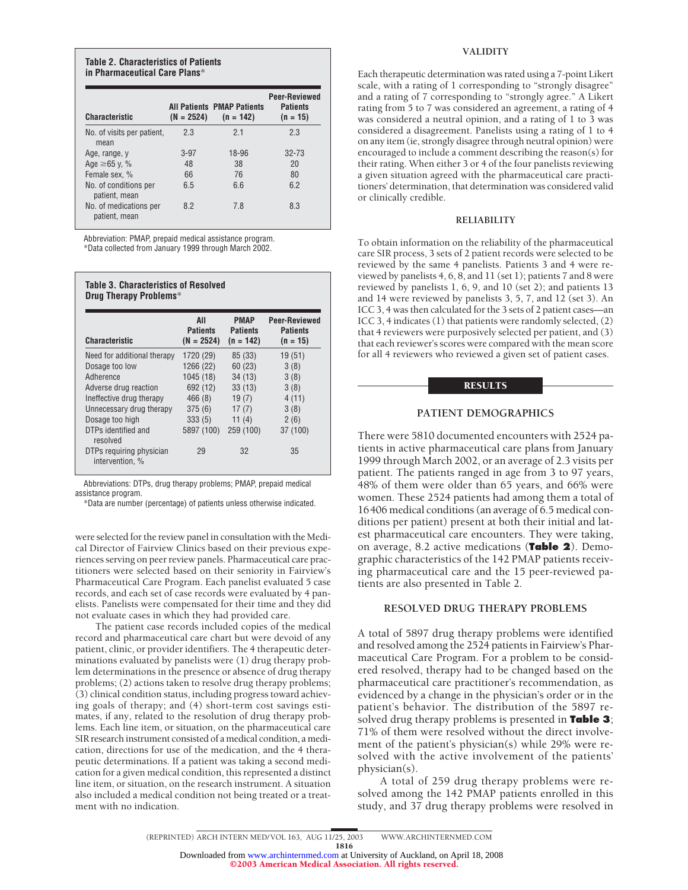**Table 2. Characteristics of Patients in Pharmaceutical Care Plans***

| Characteristic | All Patients (N = 2524) | PMAP Patients (n = 142) | Peer-Reviewed Patients (n = 15) |
|---|---|---|---|
| No. of visits per patient, mean | 2.3 | 2.1 | 2.3 |
| Age, range, y | 3-97 | 18-96 | 32-73 |
| Age ≥65 y, % | 48 | 38 | 20 |
| Female sex, % | 66 | 76 | 80 |
| No. of conditions per patient, mean | 6.5 | 6.6 | 6.2 |
| No. of medications per patient, mean | 8.2 | 7.8 | 8.3 |

Abbreviation: PMAP, prepaid medical assistance program.
*Data collected from January 1999 through March 2002.

**Table 3. Characteristics of Resolved Drug Therapy Problems***

| Characteristic | All Patients (N = 2524) | PMAP Patients (n = 142) | Peer-Reviewed Patients (n = 15) |
|---|---|---|---|
| Need for additional therapy | 1720 (29) | 85 (33) | 19 (51) |
| Dosage too low | 1266 (22) | 60 (23) | 3 (8) |
| Adherence | 1045 (18) | 34 (13) | 3 (8) |
| Adverse drug reaction | 692 (12) | 33 (13) | 3 (8) |
| Ineffective drug therapy | 466 (8) | 19 (7) | 4 (11) |
| Unnecessary drug therapy | 375 (6) | 17 (7) | 3 (8) |
| Dosage too high | 333 (5) | 11 (4) | 2 (6) |
| DTPs identified and resolved | 5897 (100) | 259 (100) | 37 (100) |
| DTPs requiring physician intervention, % | 29 | 32 | 35 |

Abbreviations: DTPs, drug therapy problems; PMAP, prepaid medical assistance program.
*Data are number (percentage) of patients unless otherwise indicated.

were selected for the review panel in consultation with the Medical Director of Fairview Clinics based on their previous experiences serving on peer review panels. Pharmaceutical care practitioners were selected based on their seniority in Fairview's Pharmaceutical Care Program. Each panelist evaluated 5 case records, and each set of case records were evaluated by 4 panelists. Panelists were compensated for their time and they did not evaluate cases in which they had provided care.

The patient case records included copies of the medical record and pharmaceutical care chart but were devoid of any patient, clinic, or provider identifiers. The 4 therapeutic determinations evaluated by panelists were (1) drug therapy problem determinations in the presence or absence of drug therapy problems; (2) actions taken to resolve drug therapy problems; (3) clinical condition status, including progress toward achieving goals of therapy; and (4) short-term cost savings estimates, if any, related to the resolution of drug therapy problems. Each line item, or situation, on the pharmaceutical care SIR research instrument consisted of a medical condition, a medication, directions for use of the medication, and the 4 therapeutic determinations. If a patient was taking a second medication for a given medical condition, this represented a distinct line item, or situation, on the research instrument. A situation also included a medical condition not being treated or a treatment with no indication.

### VALIDITY

Each therapeutic determination was rated using a 7-point Likert scale, with a rating of 1 corresponding to "strongly disagree" and a rating of 7 corresponding to "strongly agree." A Likert rating from 5 to 7 was considered an agreement, a rating of 4 was considered a neutral opinion, and a rating of 1 to 3 was considered a disagreement. Panelists using a rating of 1 to 4 on any item (ie, strongly disagree through neutral opinion) were encouraged to include a comment describing the reason(s) for their rating. When either 3 or 4 of the four panelists reviewing a given situation agreed with the pharmaceutical care practitioners' determination, that determination was considered valid or clinically credible.

### RELIABILITY

To obtain information on the reliability of the pharmaceutical care SIR process, 3 sets of 2 patient records were selected to be reviewed by the same 4 panelists. Patients 3 and 4 were reviewed by panelists 4, 6, 8, and 11 (set 1); patients 7 and 8 were reviewed by panelists 1, 6, 9, and 10 (set 2); and patients 13 and 14 were reviewed by panelists 3, 5, 7, and 12 (set 3). An ICC 3, 4 was then calculated for the 3 sets of 2 patient cases—an ICC 3, 4 indicates (1) that patients were randomly selected, (2) that 4 reviewers were purposively selected per patient, and (3) that each reviewer's scores were compared with the mean score for all 4 reviewers who reviewed a given set of patient cases.

## RESULTS

### PATIENT DEMOGRAPHICS

There were 5810 documented encounters with 2524 patients in active pharmaceutical care plans from January 1999 through March 2002, or an average of 2.3 visits per patient. The patients ranged in age from 3 to 97 years, 48% of them were older than 65 years, and 66% were women. These 2524 patients had among them a total of 16406 medical conditions (an average of 6.5 medical conditions per patient) present at both their initial and latest pharmaceutical care encounters. They were taking, on average, 8.2 active medications (**Table 2**). Demographic characteristics of the 142 PMAP patients receiving pharmaceutical care and the 15 peer-reviewed patients are also presented in Table 2.

### RESOLVED DRUG THERAPY PROBLEMS

A total of 5897 drug therapy problems were identified and resolved among the 2524 patients in Fairview's Pharmaceutical Care Program. For a problem to be considered resolved, therapy had to be changed based on the pharmaceutical care practitioner's recommendation, as evidenced by a change in the physician's order or in the patient's behavior. The distribution of the 5897 resolved drug therapy problems is presented in **Table 3**; 71% of them were resolved without the direct involvement of the patient's physician(s) while 29% were resolved with the active involvement of the patients' physician(s).

A total of 259 drug therapy problems were resolved among the 142 PMAP patients enrolled in this study, and 37 drug therapy problems were resolved in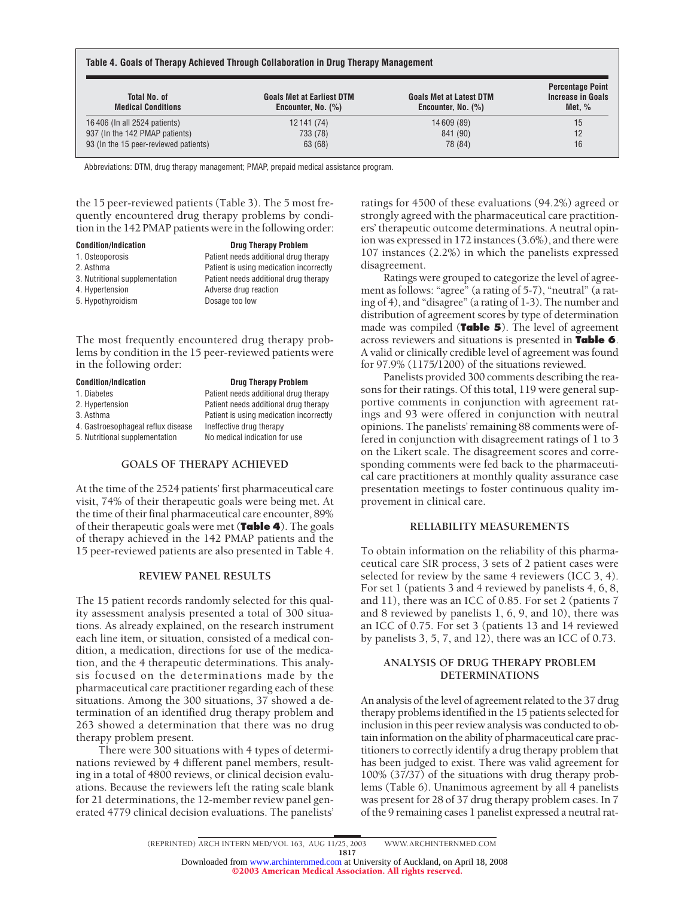**Table 4. Goals of Therapy Achieved Through Collaboration in Drug Therapy Management**

| Total No. of Medical Conditions | Goals Met at Earliest DTM Encounter, No. (%) | Goals Met at Latest DTM Encounter, No. (%) | Percentage Point Increase in Goals Met, % |
|---|---|---|---|
| 16 406 (In all 2524 patients) | 12 141 (74) | 14 609 (89) | 15 |
| 937 (In the 142 PMAP patients) | 733 (78) | 841 (90) | 12 |
| 93 (In the 15 peer-reviewed patients) | 63 (68) | 78 (84) | 16 |

Abbreviations: DTM, drug therapy management; PMAP, prepaid medical assistance program.

the 15 peer-reviewed patients (Table 3). The 5 most frequently encountered drug therapy problems by condition in the 142 PMAP patients were in the following order:

| Condition/Indication | Drug Therapy Problem |
|---|---|
| 1. Osteoporosis | Patient needs additional drug therapy |
| 2. Asthma | Patient is using medication incorrectly |
| 3. Nutritional supplementation | Patient needs additional drug therapy |
| 4. Hypertension | Adverse drug reaction |
| 5. Hypothyroidism | Dosage too low |

The most frequently encountered drug therapy problems by condition in the 15 peer-reviewed patients were in the following order:

| Condition/Indication | Drug Therapy Problem |
|---|---|
| 1. Diabetes | Patient needs additional drug therapy |
| 2. Hypertension | Patient needs additional drug therapy |
| 3. Asthma | Patient is using medication incorrectly |
| 4. Gastroesophageal reflux disease | Ineffective drug therapy |
| 5. Nutritional supplementation | No medical indication for use |

## GOALS OF THERAPY ACHIEVED

At the time of the 2524 patients' first pharmaceutical care visit, 74% of their therapeutic goals were being met. At the time of their final pharmaceutical care encounter, 89% of their therapeutic goals were met (**Table 4**). The goals of therapy achieved in the 142 PMAP patients and the 15 peer-reviewed patients are also presented in Table 4.

## REVIEW PANEL RESULTS

The 15 patient records randomly selected for this quality assessment analysis presented a total of 300 situations. As already explained, on the research instrument each line item, or situation, consisted of a medical condition, a medication, directions for use of the medication, and the 4 therapeutic determinations. This analysis focused on the determinations made by the pharmaceutical care practitioner regarding each of these situations. Among the 300 situations, 37 showed a determination of an identified drug therapy problem and 263 showed a determination that there was no drug therapy problem present.

There were 300 situations with 4 types of determinations reviewed by 4 different panel members, resulting in a total of 4800 reviews, or clinical decision evaluations. Because the reviewers left the rating scale blank for 21 determinations, the 12-member review panel generated 4779 clinical decision evaluations. The panelists' ratings for 4500 of these evaluations (94.2%) agreed or strongly agreed with the pharmaceutical care practitioners' therapeutic outcome determinations. A neutral opinion was expressed in 172 instances (3.6%), and there were 107 instances (2.2%) in which the panelists expressed disagreement.

Ratings were grouped to categorize the level of agreement as follows: "agree" (a rating of 5-7), "neutral" (a rating of 4), and "disagree" (a rating of 1-3). The number and distribution of agreement scores by type of determination made was compiled (**Table 5**). The level of agreement across reviewers and situations is presented in **Table 6**. A valid or clinically credible level of agreement was found for 97.9% (1175/1200) of the situations reviewed.

Panelists provided 300 comments describing the reasons for their ratings. Of this total, 119 were general supportive comments in conjunction with agreement ratings and 93 were offered in conjunction with neutral opinions. The panelists' remaining 88 comments were offered in conjunction with disagreement ratings of 1 to 3 on the Likert scale. The disagreement scores and corresponding comments were fed back to the pharmaceutical care practitioners at monthly quality assurance case presentation meetings to foster continuous quality improvement in clinical care.

## RELIABILITY MEASUREMENTS

To obtain information on the reliability of this pharmaceutical care SIR process, 3 sets of 2 patient cases were selected for review by the same 4 reviewers (ICC 3, 4). For set 1 (patients 3 and 4 reviewed by panelists 4, 6, 8, and 11), there was an ICC of 0.85. For set 2 (patients 7 and 8 reviewed by panelists 1, 6, 9, and 10), there was an ICC of 0.75. For set 3 (patients 13 and 14 reviewed by panelists 3, 5, 7, and 12), there was an ICC of 0.73.

## ANALYSIS OF DRUG THERAPY PROBLEM DETERMINATIONS

An analysis of the level of agreement related to the 37 drug therapy problems identified in the 15 patients selected for inclusion in this peer review analysis was conducted to obtain information on the ability of pharmaceutical care practitioners to correctly identify a drug therapy problem that has been judged to exist. There was valid agreement for 100% (37/37) of the situations with drug therapy problems (Table 6). Unanimous agreement by all 4 panelists was present for 28 of 37 drug therapy problem cases. In 7 of the 9 remaining cases 1 panelist expressed a neutral rat-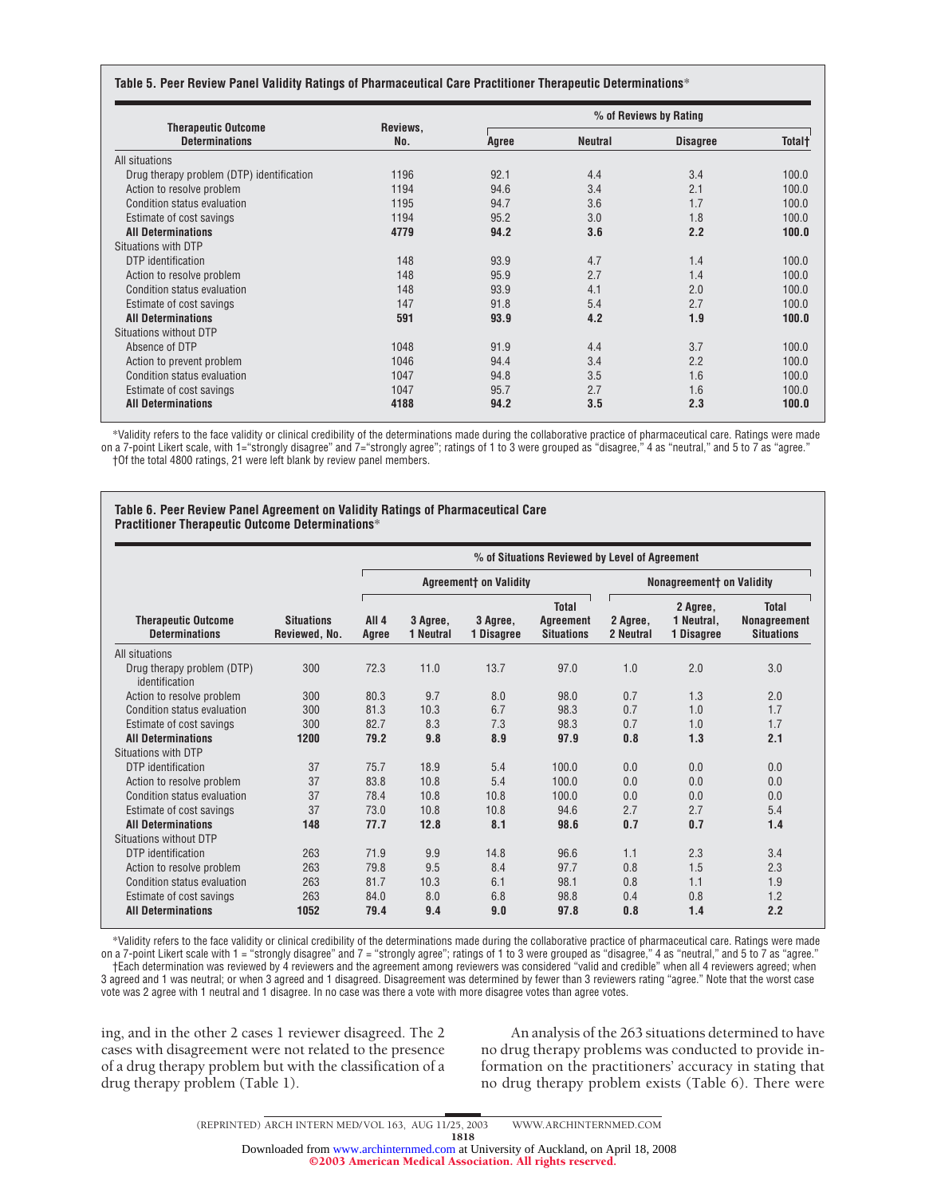**Table 5. Peer Review Panel Validity Ratings of Pharmaceutical Care Practitioner Therapeutic Determinations***

| Therapeutic Outcome Determinations | Reviews, No. | % of Reviews by Rating | | | |
|---|---|---|---|---|---|
| | | Agree | Neutral | Disagree | Total† |
| All situations | | | | | |
| Drug therapy problem (DTP) identification | 1196 | 92.1 | 4.4 | 3.4 | 100.0 |
| Action to resolve problem | 1194 | 94.6 | 3.4 | 2.1 | 100.0 |
| Condition status evaluation | 1195 | 94.7 | 3.6 | 1.7 | 100.0 |
| Estimate of cost savings | 1194 | 95.2 | 3.0 | 1.8 | 100.0 |
| **All Determinations** | **4779** | **94.2** | **3.6** | **2.2** | **100.0** |
| Situations with DTP | | | | | |
| DTP identification | 148 | 93.9 | 4.7 | 1.4 | 100.0 |
| Action to resolve problem | 148 | 95.9 | 2.7 | 1.4 | 100.0 |
| Condition status evaluation | 148 | 93.9 | 4.1 | 2.0 | 100.0 |
| Estimate of cost savings | 147 | 91.8 | 5.4 | 2.7 | 100.0 |
| **All Determinations** | **591** | **93.9** | **4.2** | **1.9** | **100.0** |
| Situations without DTP | | | | | |
| Absence of DTP | 1048 | 91.9 | 4.4 | 3.7 | 100.0 |
| Action to prevent problem | 1046 | 94.4 | 3.4 | 2.2 | 100.0 |
| Condition status evaluation | 1047 | 94.8 | 3.5 | 1.6 | 100.0 |
| Estimate of cost savings | 1047 | 95.7 | 2.7 | 1.6 | 100.0 |
| **All Determinations** | **4188** | **94.2** | **3.5** | **2.3** | **100.0** |

*Validity refers to the face validity or clinical credibility of the determinations made during the collaborative practice of pharmaceutical care. Ratings were made on a 7-point Likert scale, with 1="strongly disagree" and 7="strongly agree"; ratings of 1 to 3 were grouped as "disagree," 4 as "neutral," and 5 to 7 as "agree."
†Of the total 4800 ratings, 21 were left blank by review panel members.

**Table 6. Peer Review Panel Agreement on Validity Ratings of Pharmaceutical Care Practitioner Therapeutic Outcome Determinations***

| Therapeutic Outcome Determinations | Situations Reviewed, No. | % of Situations Reviewed by Level of Agreement | | | | | | |
|---|---|---|---|---|---|---|---|---|
| | | Agreement† on Validity | | | | Nonagreement† on Validity | | |
| | | All 4 Agree | 3 Agree, 1 Neutral | 3 Agree, 1 Disagree | Total Agreement Situations | 2 Agree, 2 Neutral | 2 Agree, 1 Neutral, 1 Disagree | Total Nonagreement Situations |
| All situations | | | | | | | | |
| Drug therapy problem (DTP) identification | 300 | 72.3 | 11.0 | 13.7 | 97.0 | 1.0 | 2.0 | 3.0 |
| Action to resolve problem | 300 | 80.3 | 9.7 | 8.0 | 98.0 | 0.7 | 1.3 | 2.0 |
| Condition status evaluation | 300 | 81.3 | 10.3 | 6.7 | 98.3 | 0.7 | 1.0 | 1.7 |
| Estimate of cost savings | 300 | 82.7 | 8.3 | 7.3 | 98.3 | 0.7 | 1.0 | 1.7 |
| **All Determinations** | **1200** | **79.2** | **9.8** | **8.9** | **97.9** | **0.8** | **1.3** | **2.1** |
| Situations with DTP | | | | | | | | |
| DTP identification | 37 | 75.7 | 18.9 | 5.4 | 100.0 | 0.0 | 0.0 | 0.0 |
| Action to resolve problem | 37 | 83.8 | 10.8 | 5.4 | 100.0 | 0.0 | 0.0 | 0.0 |
| Condition status evaluation | 37 | 78.4 | 10.8 | 10.8 | 100.0 | 0.0 | 0.0 | 0.0 |
| Estimate of cost savings | 37 | 73.0 | 10.8 | 10.8 | 94.6 | 2.7 | 2.7 | 5.4 |
| **All Determinations** | **148** | **77.7** | **12.8** | **8.1** | **98.6** | **0.7** | **0.7** | **1.4** |
| Situations without DTP | | | | | | | | |
| DTP identification | 263 | 71.9 | 9.9 | 14.8 | 96.6 | 1.1 | 2.3 | 3.4 |
| Action to resolve problem | 263 | 79.8 | 9.5 | 8.4 | 97.7 | 0.8 | 1.5 | 2.3 |
| Condition status evaluation | 263 | 81.7 | 10.3 | 6.1 | 98.1 | 0.8 | 1.1 | 1.9 |
| Estimate of cost savings | 263 | 84.0 | 8.0 | 6.8 | 98.8 | 0.4 | 0.8 | 1.2 |
| **All Determinations** | **1052** | **79.4** | **9.4** | **9.0** | **97.8** | **0.8** | **1.4** | **2.2** |

*Validity refers to the face validity or clinical credibility of the determinations made during the collaborative practice of pharmaceutical care. Ratings were made on a 7-point Likert scale with 1 = "strongly disagree" and 7 = "strongly agree"; ratings of 1 to 3 were grouped as "disagree," 4 as "neutral," and 5 to 7 as "agree."
†Each determination was reviewed by 4 reviewers and the agreement among reviewers was considered "valid and credible" when all 4 reviewers agreed; when 3 agreed and 1 was neutral; or when 3 agreed and 1 disagreed. Disagreement was determined by fewer than 3 reviewers rating "agree." Note that the worst case vote was 2 agree with 1 neutral and 1 disagree. In no case was there a vote with more disagree votes than agree votes.

ing, and in the other 2 cases 1 reviewer disagreed. The 2 cases with disagreement were not related to the presence of a drug therapy problem but with the classification of a drug therapy problem (Table 1).

An analysis of the 263 situations determined to have no drug therapy problems was conducted to provide information on the practitioners' accuracy in stating that no drug therapy problem exists (Table 6). There were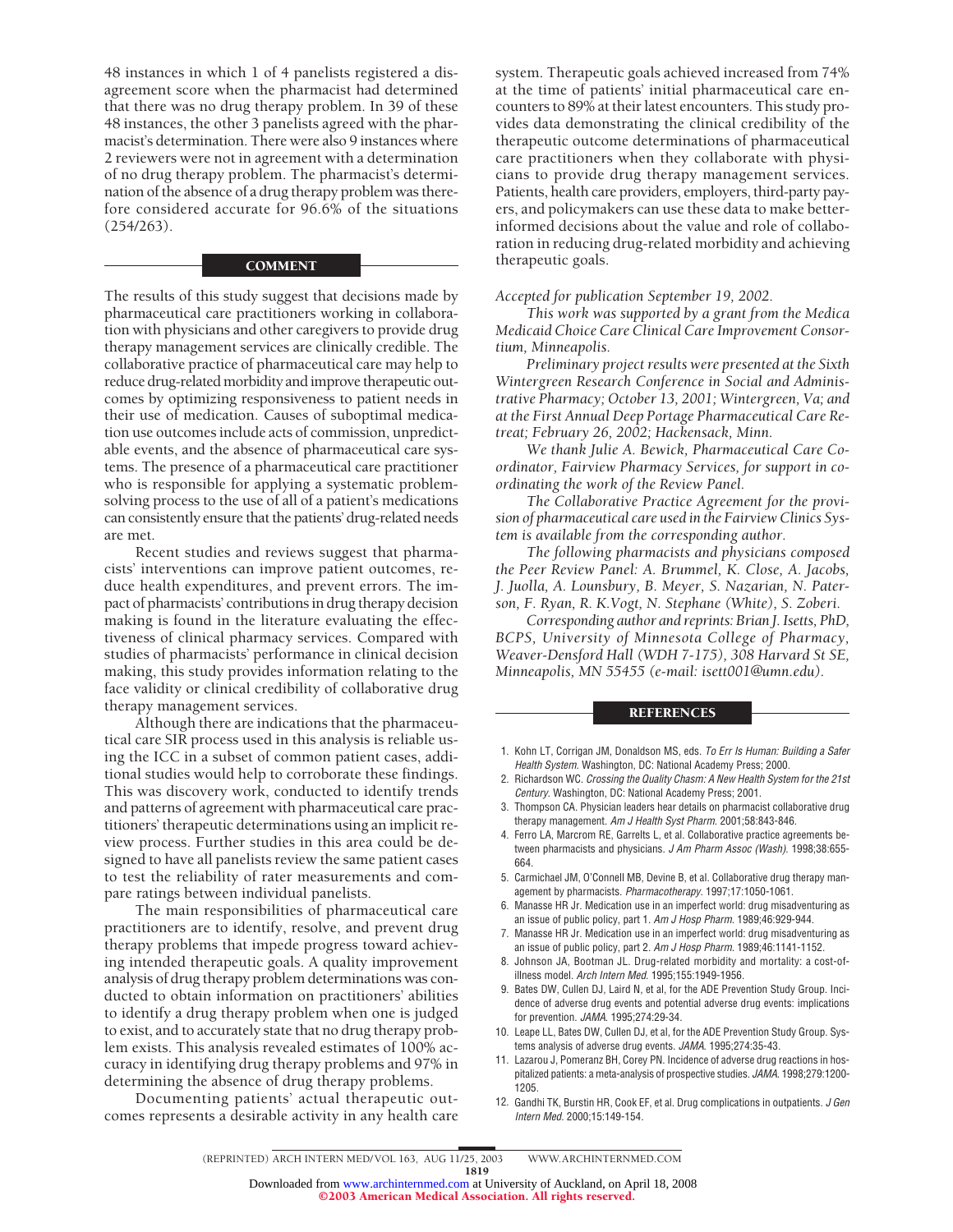48 instances in which 1 of 4 panelists registered a disagreement score when the pharmacist had determined that there was no drug therapy problem. In 39 of these 48 instances, the other 3 panelists agreed with the pharmacist's determination. There were also 9 instances where 2 reviewers were not in agreement with a determination of no drug therapy problem. The pharmacist's determination of the absence of a drug therapy problem was therefore considered accurate for 96.6% of the situations (254/263).

## COMMENT

The results of this study suggest that decisions made by pharmaceutical care practitioners working in collaboration with physicians and other caregivers to provide drug therapy management services are clinically credible. The collaborative practice of pharmaceutical care may help to reduce drug-related morbidity and improve therapeutic outcomes by optimizing responsiveness to patient needs in their use of medication. Causes of suboptimal medication use outcomes include acts of commission, unpredictable events, and the absence of pharmaceutical care systems. The presence of a pharmaceutical care practitioner who is responsible for applying a systematic problem-solving process to the use of all of a patient's medications can consistently ensure that the patients' drug-related needs are met.

Recent studies and reviews suggest that pharmacists' interventions can improve patient outcomes, reduce health expenditures, and prevent errors. The impact of pharmacists' contributions in drug therapy decision making is found in the literature evaluating the effectiveness of clinical pharmacy services. Compared with studies of pharmacists' performance in clinical decision making, this study provides information relating to the face validity or clinical credibility of collaborative drug therapy management services.

Although there are indications that the pharmaceutical care SIR process used in this analysis is reliable using the ICC in a subset of common patient cases, additional studies would help to corroborate these findings. This was discovery work, conducted to identify trends and patterns of agreement with pharmaceutical care practitioners' therapeutic determinations using an implicit review process. Further studies in this area could be designed to have all panelists review the same patient cases to test the reliability of rater measurements and compare ratings between individual panelists.

The main responsibilities of pharmaceutical care practitioners are to identify, resolve, and prevent drug therapy problems that impede progress toward achieving intended therapeutic goals. A quality improvement analysis of drug therapy problem determinations was conducted to obtain information on practitioners' abilities to identify a drug therapy problem when one is judged to exist, and to accurately state that no drug therapy problem exists. This analysis revealed estimates of 100% accuracy in identifying drug therapy problems and 97% in determining the absence of drug therapy problems.

Documenting patients' actual therapeutic outcomes represents a desirable activity in any health care system. Therapeutic goals achieved increased from 74% at the time of patients' initial pharmaceutical care encounters to 89% at their latest encounters. This study provides data demonstrating the clinical credibility of the therapeutic outcome determinations of pharmaceutical care practitioners when they collaborate with physicians to provide drug therapy management services. Patients, health care providers, employers, third-party payers, and policymakers can use these data to make better-informed decisions about the value and role of collaboration in reducing drug-related morbidity and achieving therapeutic goals.

*Accepted for publication September 19, 2002.*

*This work was supported by a grant from the Medica Medicaid Choice Care Clinical Care Improvement Consortium, Minneapolis.*

*Preliminary project results were presented at the Sixth Wintergreen Research Conference in Social and Administrative Pharmacy; October 13, 2001; Wintergreen, Va; and at the First Annual Deep Portage Pharmaceutical Care Retreat; February 26, 2002; Hackensack, Minn.*

*We thank Julie A. Bewick, Pharmaceutical Care Coordinator, Fairview Pharmacy Services, for support in coordinating the work of the Review Panel.*

*The Collaborative Practice Agreement for the provision of pharmaceutical care used in the Fairview Clinics System is available from the corresponding author.*

*The following pharmacists and physicians composed the Peer Review Panel: A. Brummel, K. Close, A. Jacobs, J. Juolla, A. Lounsbury, B. Meyer, S. Nazarian, N. Paterson, F. Ryan, R. K.Vogt, N. Stephane (White), S. Zoberi.*

*Corresponding author and reprints: Brian J. Isetts, PhD, BCPS, University of Minnesota College of Pharmacy, Weaver-Densford Hall (WDH 7-175), 308 Harvard St SE, Minneapolis, MN 55455 (e-mail: isett001@umn.edu).*

## REFERENCES

1. Kohn LT, Corrigan JM, Donaldson MS, eds. *To Err Is Human: Building a Safer Health System.* Washington, DC: National Academy Press; 2000.
2. Richardson WC. *Crossing the Quality Chasm: A New Health System for the 21st Century.* Washington, DC: National Academy Press; 2001.
3. Thompson CA. Physician leaders hear details on pharmacist collaborative drug therapy management. *Am J Health Syst Pharm.* 2001;58:843-846.
4. Ferro LA, Marcrom RE, Garrelts L, et al. Collaborative practice agreements between pharmacists and physicians. *J Am Pharm Assoc (Wash).* 1998;38:655-664.
5. Carmichael JM, O'Connell MB, Devine B, et al. Collaborative drug therapy management by pharmacists. *Pharmacotherapy.* 1997;17:1050-1061.
6. Manasse HR Jr. Medication use in an imperfect world: drug misadventuring as an issue of public policy, part 1. *Am J Hosp Pharm.* 1989;46:929-944.
7. Manasse HR Jr. Medication use in an imperfect world: drug misadventuring as an issue of public policy, part 2. *Am J Hosp Pharm.* 1989;46:1141-1152.
8. Johnson JA, Bootman JL. Drug-related morbidity and mortality: a cost-of-illness model. *Arch Intern Med.* 1995;155:1949-1956.
9. Bates DW, Cullen DJ, Laird N, et al, for the ADE Prevention Study Group. Incidence of adverse drug events and potential adverse drug events: implications for prevention. *JAMA.* 1995;274:29-34.
10. Leape LL, Bates DW, Cullen DJ, et al, for the ADE Prevention Study Group. Systems analysis of adverse drug events. *JAMA.* 1995;274:35-43.
11. Lazarou J, Pomeranz BH, Corey PN. Incidence of adverse drug reactions in hospitalized patients: a meta-analysis of prospective studies. *JAMA.* 1998;279:1200-1205.
12. Gandhi TK, Burstin HR, Cook EF, et al. Drug complications in outpatients. *J Gen Intern Med.* 2000;15:149-154.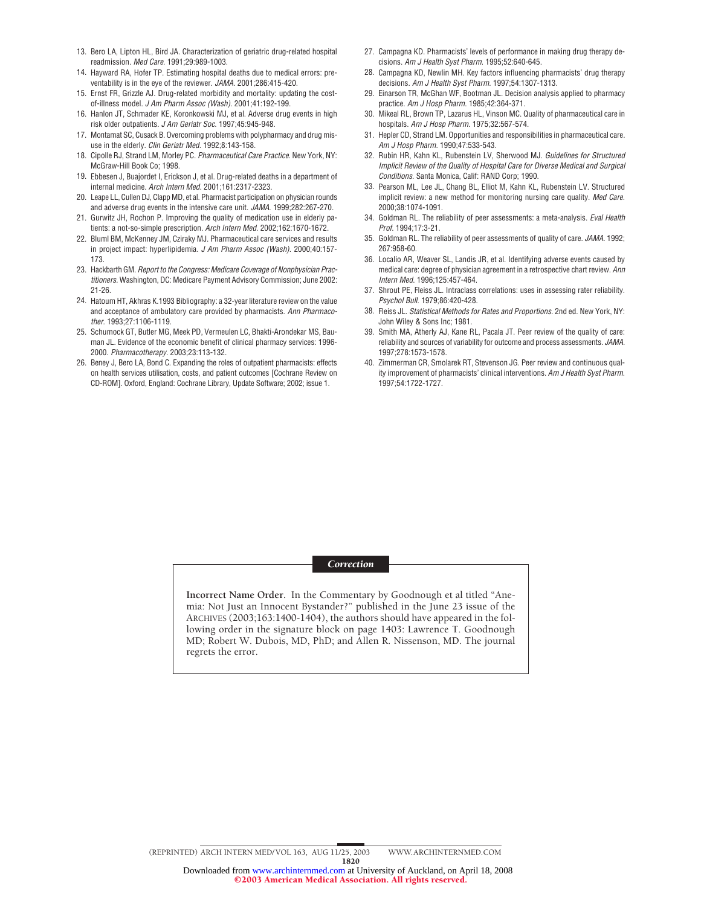13. Bero LA, Lipton HL, Bird JA. Characterization of geriatric drug-related hospital readmission. *Med Care*. 1991;29:989-1003.
14. Hayward RA, Hofer TP. Estimating hospital deaths due to medical errors: preventability is in the eye of the reviewer. *JAMA*. 2001;286:415-420.
15. Ernst FR, Grizzle AJ. Drug-related morbidity and mortality: updating the cost-of-illness model. *J Am Pharm Assoc (Wash)*. 2001;41:192-199.
16. Hanlon JT, Schmader KE, Koronkowski MJ, et al. Adverse drug events in high risk older outpatients. *J Am Geriatr Soc*. 1997;45:945-948.
17. Montamat SC, Cusack B. Overcoming problems with polypharmacy and drug misuse in the elderly. *Clin Geriatr Med*. 1992;8:143-158.
18. Cipolle RJ, Strand LM, Morley PC. *Pharmaceutical Care Practice*. New York, NY: McGraw-Hill Book Co; 1998.
19. Ebbesen J, Buajordet I, Erickson J, et al. Drug-related deaths in a department of internal medicine. *Arch Intern Med*. 2001;161:2317-2323.
20. Leape LL, Cullen DJ, Clapp MD, et al. Pharmacist participation on physician rounds and adverse drug events in the intensive care unit. *JAMA*. 1999;282:267-270.
21. Gurwitz JH, Rochon P. Improving the quality of medication use in elderly patients: a not-so-simple prescription. *Arch Intern Med*. 2002;162:1670-1672.
22. Bluml BM, McKenney JM, Cziraky MJ. Pharmaceutical care services and results in project impact: hyperlipidemia. *J Am Pharm Assoc (Wash)*. 2000;40:157-173.
23. Hackbarth GM. *Report to the Congress: Medicare Coverage of Nonphysician Practitioners*. Washington, DC: Medicare Payment Advisory Commission; June 2002: 21-26.
24. Hatoum HT, Akhras K.1993 Bibliography: a 32-year literature review on the value and acceptance of ambulatory care provided by pharmacists. *Ann Pharmacother*. 1993;27:1106-1119.
25. Schumock GT, Butler MG, Meek PD, Vermeulen LC, Bhakti-Arondekar MS, Bauman JL. Evidence of the economic benefit of clinical pharmacy services: 1996-2000. *Pharmacotherapy*. 2003;23:113-132.
26. Beney J, Bero LA, Bond C. Expanding the roles of outpatient pharmacists: effects on health services utilisation, costs, and patient outcomes [Cochrane Review on CD-ROM]. Oxford, England: Cochrane Library, Update Software; 2002; issue 1.
27. Campagna KD. Pharmacists' levels of performance in making drug therapy decisions. *Am J Health Syst Pharm*. 1995;52:640-645.
28. Campagna KD, Newlin MH. Key factors influencing pharmacists' drug therapy decisions. *Am J Health Syst Pharm*. 1997;54:1307-1313.
29. Einarson TR, McGhan WF, Bootman JL. Decision analysis applied to pharmacy practice. *Am J Hosp Pharm*. 1985;42:364-371.
30. Mikeal RL, Brown TP, Lazarus HL, Vinson MC. Quality of pharmaceutical care in hospitals. *Am J Hosp Pharm*. 1975;32:567-574.
31. Hepler CD, Strand LM. Opportunities and responsibilities in pharmaceutical care. *Am J Hosp Pharm*. 1990;47:533-543.
32. Rubin HR, Kahn KL, Rubenstein LV, Sherwood MJ. *Guidelines for Structured Implicit Review of the Quality of Hospital Care for Diverse Medical and Surgical Conditions*. Santa Monica, Calif: RAND Corp; 1990.
33. Pearson ML, Lee JL, Chang BL, Elliot M, Kahn KL, Rubenstein LV. Structured implicit review: a new method for monitoring nursing care quality. *Med Care*. 2000;38:1074-1091.
34. Goldman RL. The reliability of peer assessments: a meta-analysis. *Eval Health Prof*. 1994;17:3-21.
35. Goldman RL. The reliability of peer assessments of quality of care. *JAMA*. 1992; 267:958-60.
36. Localio AR, Weaver SL, Landis JR, et al. Identifying adverse events caused by medical care: degree of physician agreement in a retrospective chart review. *Ann Intern Med*. 1996;125:457-464.
37. Shrout PE, Fleiss JL. Intraclass correlations: uses in assessing rater reliability. *Psychol Bull*. 1979;86:420-428.
38. Fleiss JL. *Statistical Methods for Rates and Proportions*. 2nd ed. New York, NY: John Wiley & Sons Inc; 1981.
39. Smith MA, Atherly AJ, Kane RL, Pacala JT. Peer review of the quality of care: reliability and sources of variability for outcome and process assessments. *JAMA*. 1997;278:1573-1578.
40. Zimmerman CR, Smolarek RT, Stevenson JG. Peer review and continuous quality improvement of pharmacists' clinical interventions. *Am J Health Syst Pharm*. 1997;54:1722-1727.

## *Correction*

**Incorrect Name Order.** In the Commentary by Goodnough et al titled "Anemia: Not Just an Innocent Bystander?" published in the June 23 issue of the ARCHIVES (2003;163:1400-1404), the authors should have appeared in the following order in the signature block on page 1403: Lawrence T. Goodnough MD; Robert W. Dubois, MD, PhD; and Allen R. Nissenson, MD. The journal regrets the error.